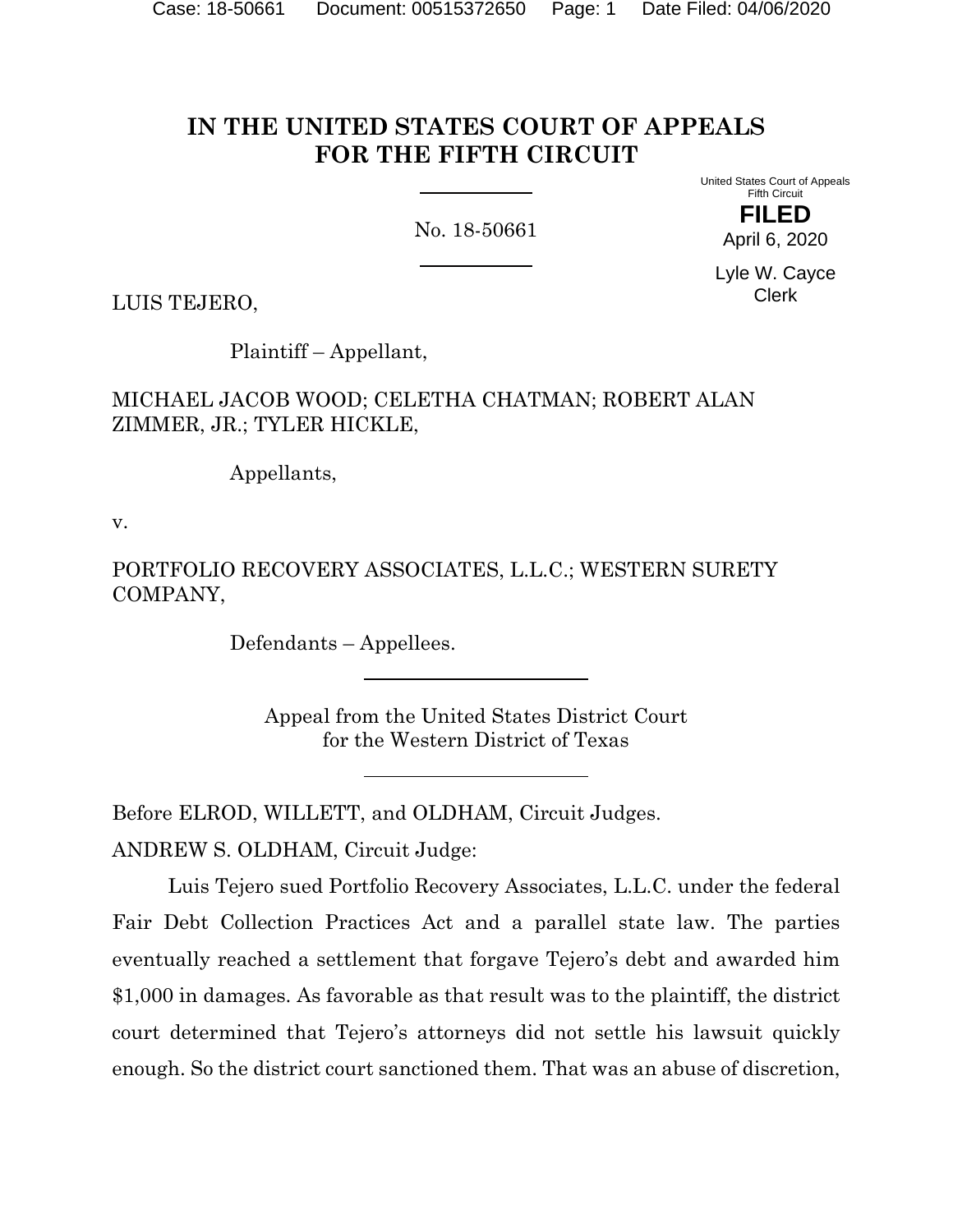# IN THE UNITED STATES COURT OF APPEALS FOR THE FIFTH CIRCUIT

United States Court of Appeals
Fifth Circuit

**FILED**

April 6, 2020

Lyle W. Cayce
Clerk

No. 18-50661

LUIS TEJERO,

Plaintiff – Appellant,

MICHAEL JACOB WOOD; CELETHA CHATMAN; ROBERT ALAN ZIMMER, JR.; TYLER HICKLE,

Appellants,

v.

PORTFOLIO RECOVERY ASSOCIATES, L.L.C.; WESTERN SURETY COMPANY,

Defendants – Appellees.

Appeal from the United States District Court
for the Western District of Texas

Before ELROD, WILLETT, and OLDHAM, Circuit Judges.

ANDREW S. OLDHAM, Circuit Judge:

Luis Tejero sued Portfolio Recovery Associates, L.L.C. under the federal Fair Debt Collection Practices Act and a parallel state law. The parties eventually reached a settlement that forgave Tejero's debt and awarded him $1,000 in damages. As favorable as that result was to the plaintiff, the district court determined that Tejero's attorneys did not settle his lawsuit quickly enough. So the district court sanctioned them. That was an abuse of discretion,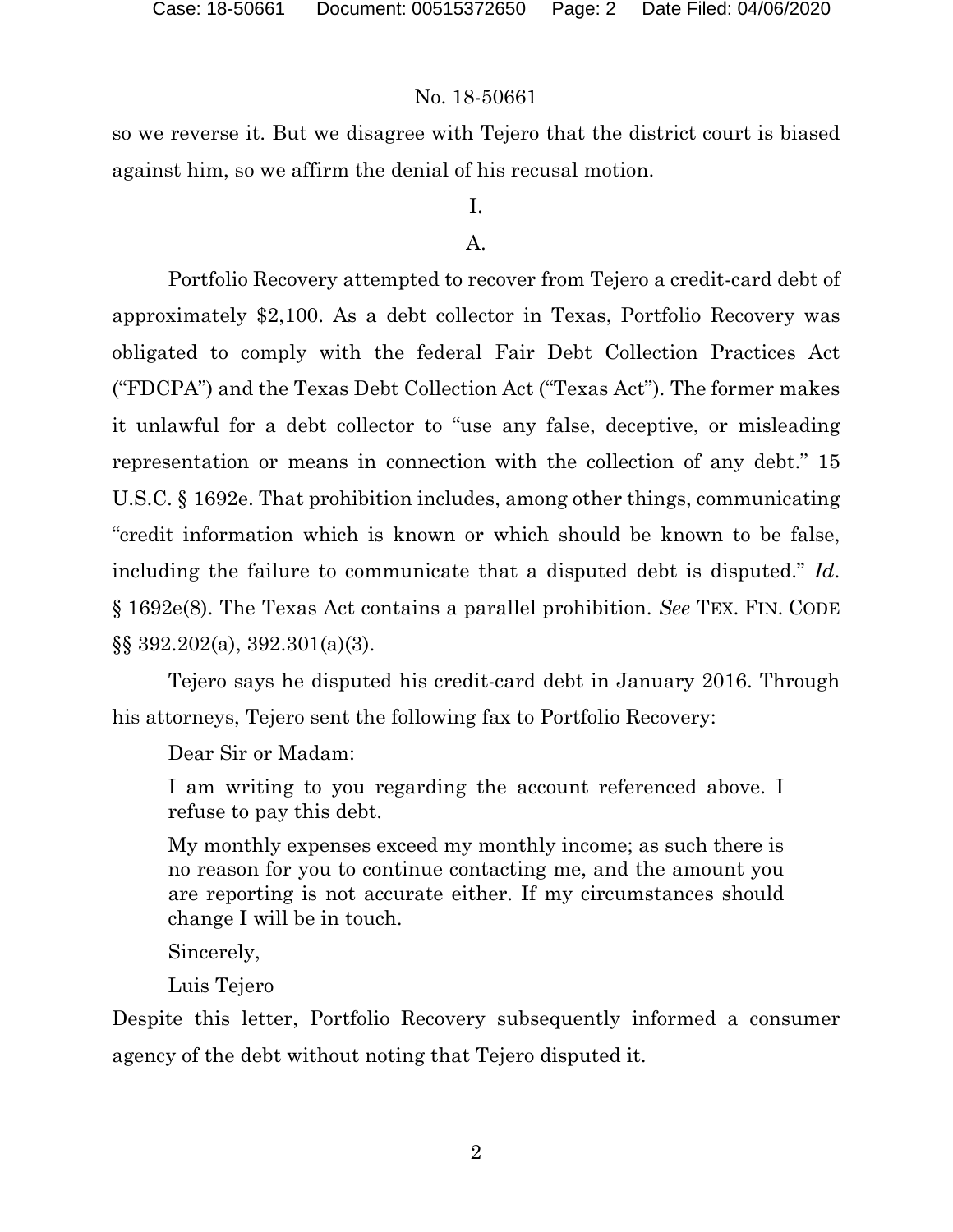so we reverse it. But we disagree with Tejero that the district court is biased against him, so we affirm the denial of his recusal motion.

# I.

## A.

Portfolio Recovery attempted to recover from Tejero a credit-card debt of approximately $2,100. As a debt collector in Texas, Portfolio Recovery was obligated to comply with the federal Fair Debt Collection Practices Act ("FDCPA") and the Texas Debt Collection Act ("Texas Act"). The former makes it unlawful for a debt collector to "use any false, deceptive, or misleading representation or means in connection with the collection of any debt." 15 U.S.C. § 1692e. That prohibition includes, among other things, communicating "credit information which is known or which should be known to be false, including the failure to communicate that a disputed debt is disputed." *Id*. § 1692e(8). The Texas Act contains a parallel prohibition. *See* TEX. FIN. CODE §§ 392.202(a), 392.301(a)(3).

Tejero says he disputed his credit-card debt in January 2016. Through his attorneys, Tejero sent the following fax to Portfolio Recovery:

> Dear Sir or Madam:
>
> I am writing to you regarding the account referenced above. I refuse to pay this debt.
>
> My monthly expenses exceed my monthly income; as such there is no reason for you to continue contacting me, and the amount you are reporting is not accurate either. If my circumstances should change I will be in touch.
>
> Sincerely,
>
> Luis Tejero

Despite this letter, Portfolio Recovery subsequently informed a consumer agency of the debt without noting that Tejero disputed it.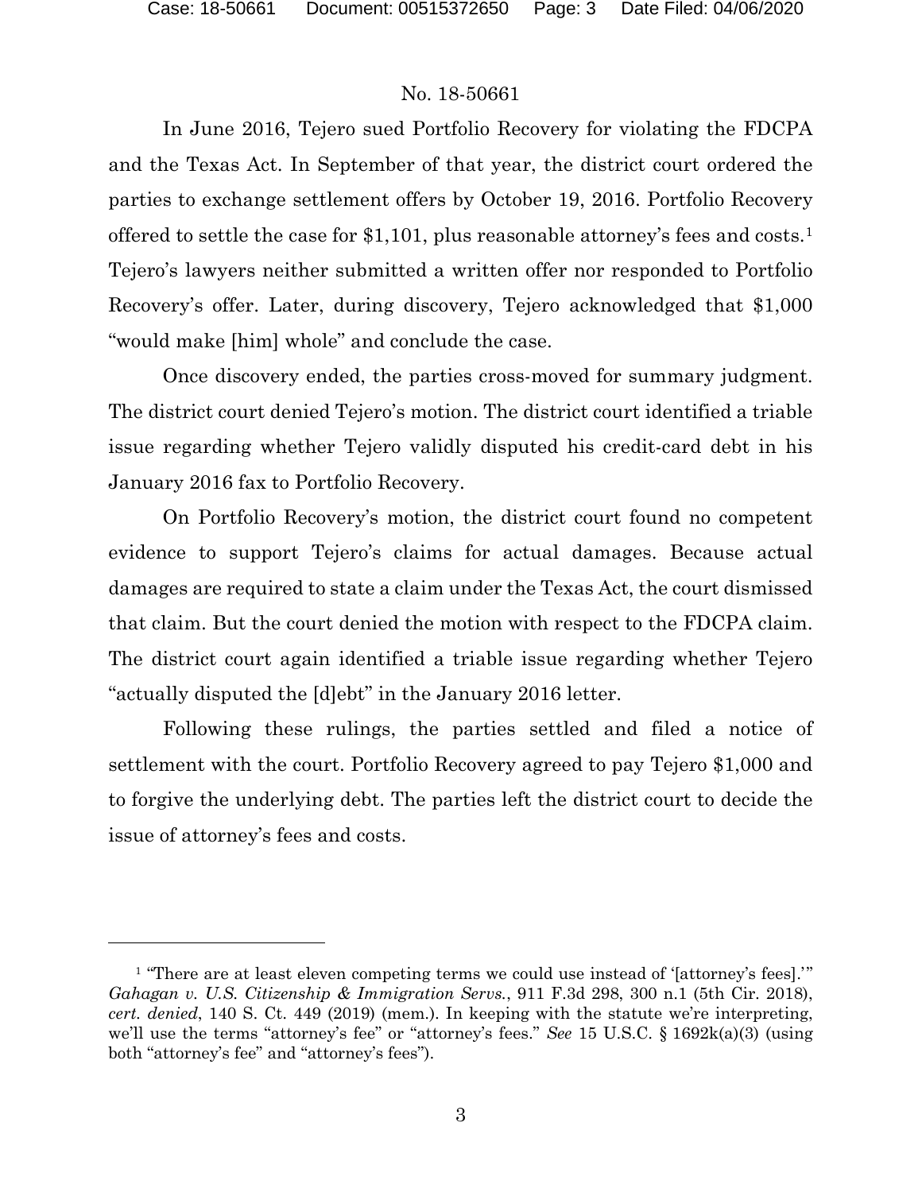No. 18-50661

In June 2016, Tejero sued Portfolio Recovery for violating the FDCPA and the Texas Act. In September of that year, the district court ordered the parties to exchange settlement offers by October 19, 2016. Portfolio Recovery offered to settle the case for $1,101, plus reasonable attorney's fees and costs.[1] Tejero's lawyers neither submitted a written offer nor responded to Portfolio Recovery's offer. Later, during discovery, Tejero acknowledged that $1,000 "would make [him] whole" and conclude the case.

Once discovery ended, the parties cross-moved for summary judgment. The district court denied Tejero's motion. The district court identified a triable issue regarding whether Tejero validly disputed his credit-card debt in his January 2016 fax to Portfolio Recovery.

On Portfolio Recovery's motion, the district court found no competent evidence to support Tejero's claims for actual damages. Because actual damages are required to state a claim under the Texas Act, the court dismissed that claim. But the court denied the motion with respect to the FDCPA claim. The district court again identified a triable issue regarding whether Tejero "actually disputed the [d]ebt" in the January 2016 letter.

Following these rulings, the parties settled and filed a notice of settlement with the court. Portfolio Recovery agreed to pay Tejero $1,000 and to forgive the underlying debt. The parties left the district court to decide the issue of attorney's fees and costs.

---

[1] "There are at least eleven competing terms we could use instead of '[attorney's fees].'" *Gahagan v. U.S. Citizenship & Immigration Servs.*, 911 F.3d 298, 300 n.1 (5th Cir. 2018), *cert. denied*, 140 S. Ct. 449 (2019) (mem.). In keeping with the statute we're interpreting, we'll use the terms "attorney's fee" or "attorney's fees." *See* 15 U.S.C. § 1692k(a)(3) (using both "attorney's fee" and "attorney's fees").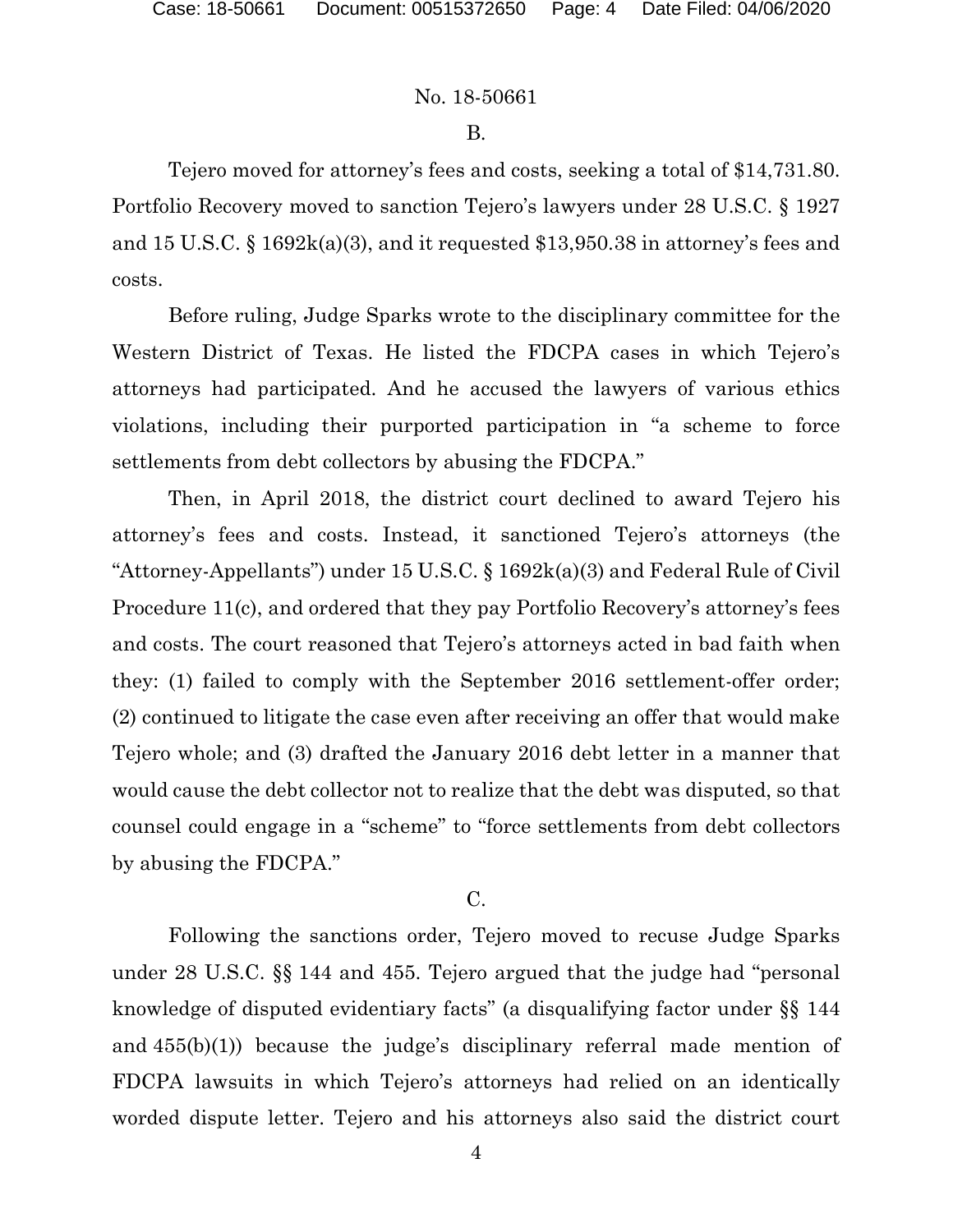B.

Tejero moved for attorney's fees and costs, seeking a total of $14,731.80. Portfolio Recovery moved to sanction Tejero's lawyers under 28 U.S.C. § 1927 and 15 U.S.C. § 1692k(a)(3), and it requested $13,950.38 in attorney's fees and costs.

Before ruling, Judge Sparks wrote to the disciplinary committee for the Western District of Texas. He listed the FDCPA cases in which Tejero's attorneys had participated. And he accused the lawyers of various ethics violations, including their purported participation in "a scheme to force settlements from debt collectors by abusing the FDCPA."

Then, in April 2018, the district court declined to award Tejero his attorney's fees and costs. Instead, it sanctioned Tejero's attorneys (the "Attorney-Appellants") under 15 U.S.C. § 1692k(a)(3) and Federal Rule of Civil Procedure 11(c), and ordered that they pay Portfolio Recovery's attorney's fees and costs. The court reasoned that Tejero's attorneys acted in bad faith when they: (1) failed to comply with the September 2016 settlement-offer order; (2) continued to litigate the case even after receiving an offer that would make Tejero whole; and (3) drafted the January 2016 debt letter in a manner that would cause the debt collector not to realize that the debt was disputed, so that counsel could engage in a "scheme" to "force settlements from debt collectors by abusing the FDCPA."

C.

Following the sanctions order, Tejero moved to recuse Judge Sparks under 28 U.S.C. §§ 144 and 455. Tejero argued that the judge had "personal knowledge of disputed evidentiary facts" (a disqualifying factor under §§ 144 and 455(b)(1)) because the judge's disciplinary referral made mention of FDCPA lawsuits in which Tejero's attorneys had relied on an identically worded dispute letter. Tejero and his attorneys also said the district court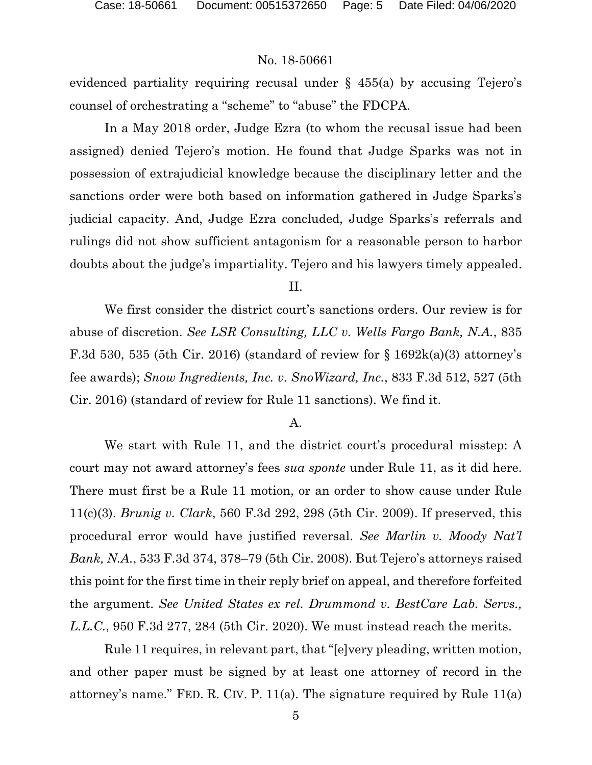evidenced partiality requiring recusal under § 455(a) by accusing Tejero's counsel of orchestrating a "scheme" to "abuse" the FDCPA.

In a May 2018 order, Judge Ezra (to whom the recusal issue had been assigned) denied Tejero's motion. He found that Judge Sparks was not in possession of extrajudicial knowledge because the disciplinary letter and the sanctions order were both based on information gathered in Judge Sparks's judicial capacity. And, Judge Ezra concluded, Judge Sparks's referrals and rulings did not show sufficient antagonism for a reasonable person to harbor doubts about the judge's impartiality. Tejero and his lawyers timely appealed.

## II.

We first consider the district court's sanctions orders. Our review is for abuse of discretion. *See LSR Consulting, LLC v. Wells Fargo Bank, N.A.*, 835 F.3d 530, 535 (5th Cir. 2016) (standard of review for § 1692k(a)(3) attorney's fee awards); *Snow Ingredients, Inc. v. SnoWizard, Inc.*, 833 F.3d 512, 527 (5th Cir. 2016) (standard of review for Rule 11 sanctions). We find it.

### A.

We start with Rule 11, and the district court's procedural misstep: A court may not award attorney's fees *sua sponte* under Rule 11, as it did here. There must first be a Rule 11 motion, or an order to show cause under Rule 11(c)(3). *Brunig v. Clark*, 560 F.3d 292, 298 (5th Cir. 2009). If preserved, this procedural error would have justified reversal. *See Marlin v. Moody Nat'l Bank, N.A.*, 533 F.3d 374, 378–79 (5th Cir. 2008). But Tejero's attorneys raised this point for the first time in their reply brief on appeal, and therefore forfeited the argument. *See United States ex rel. Drummond v. BestCare Lab. Servs., L.L.C.*, 950 F.3d 277, 284 (5th Cir. 2020). We must instead reach the merits.

Rule 11 requires, in relevant part, that "[e]very pleading, written motion, and other paper must be signed by at least one attorney of record in the attorney's name." FED. R. CIV. P. 11(a). The signature required by Rule 11(a)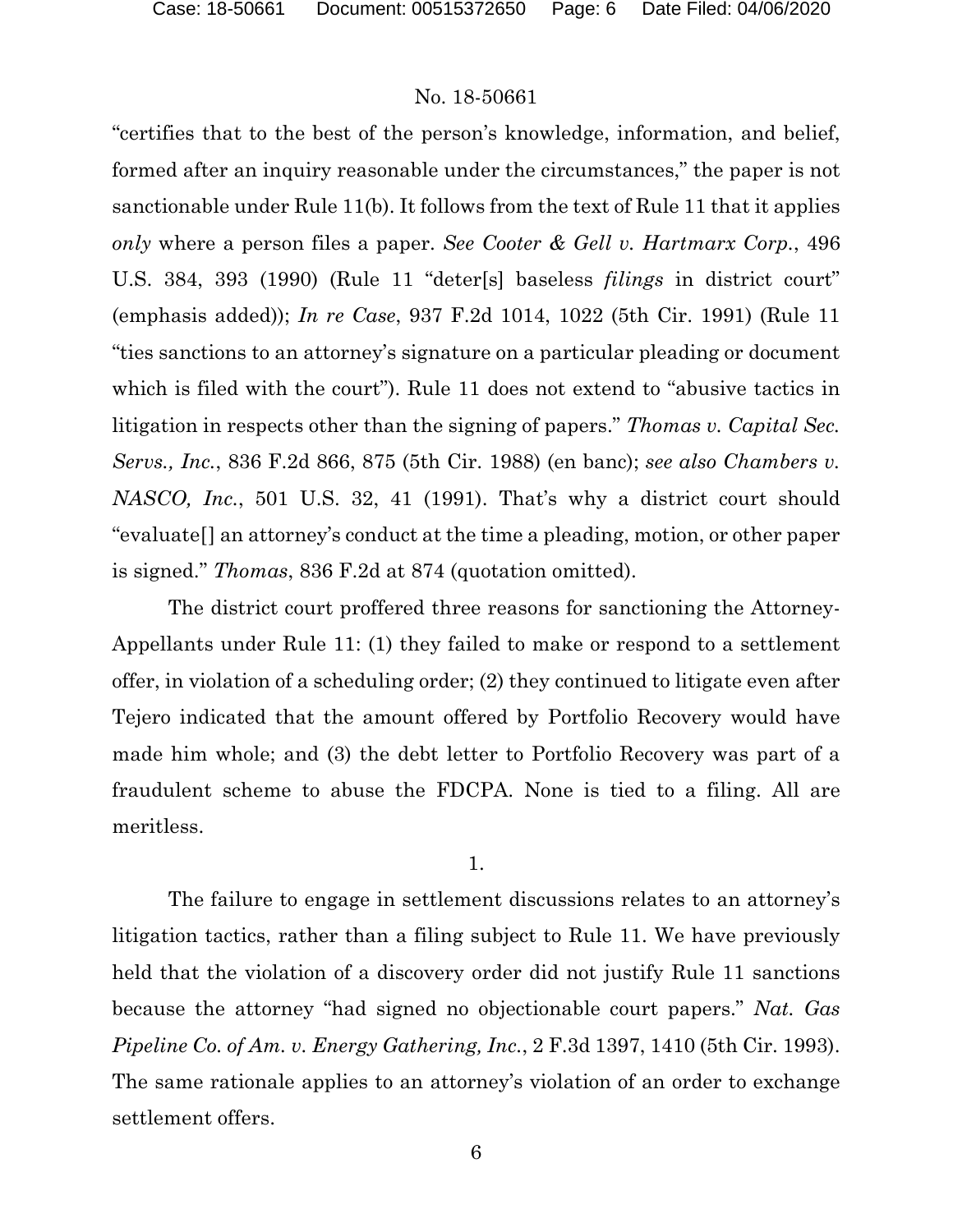"certifies that to the best of the person's knowledge, information, and belief, formed after an inquiry reasonable under the circumstances," the paper is not sanctionable under Rule 11(b). It follows from the text of Rule 11 that it applies *only* where a person files a paper. *See Cooter & Gell v. Hartmarx Corp.*, 496 U.S. 384, 393 (1990) (Rule 11 "deter[s] baseless *filings* in district court" (emphasis added)); *In re Case*, 937 F.2d 1014, 1022 (5th Cir. 1991) (Rule 11 "ties sanctions to an attorney's signature on a particular pleading or document which is filed with the court"). Rule 11 does not extend to "abusive tactics in litigation in respects other than the signing of papers." *Thomas v. Capital Sec. Servs., Inc.*, 836 F.2d 866, 875 (5th Cir. 1988) (en banc); *see also Chambers v. NASCO, Inc.*, 501 U.S. 32, 41 (1991). That's why a district court should "evaluate[] an attorney's conduct at the time a pleading, motion, or other paper is signed." *Thomas*, 836 F.2d at 874 (quotation omitted).

The district court proffered three reasons for sanctioning the Attorney-Appellants under Rule 11: (1) they failed to make or respond to a settlement offer, in violation of a scheduling order; (2) they continued to litigate even after Tejero indicated that the amount offered by Portfolio Recovery would have made him whole; and (3) the debt letter to Portfolio Recovery was part of a fraudulent scheme to abuse the FDCPA. None is tied to a filing. All are meritless.

1.

The failure to engage in settlement discussions relates to an attorney's litigation tactics, rather than a filing subject to Rule 11. We have previously held that the violation of a discovery order did not justify Rule 11 sanctions because the attorney "had signed no objectionable court papers." *Nat. Gas Pipeline Co. of Am. v. Energy Gathering, Inc.*, 2 F.3d 1397, 1410 (5th Cir. 1993). The same rationale applies to an attorney's violation of an order to exchange settlement offers.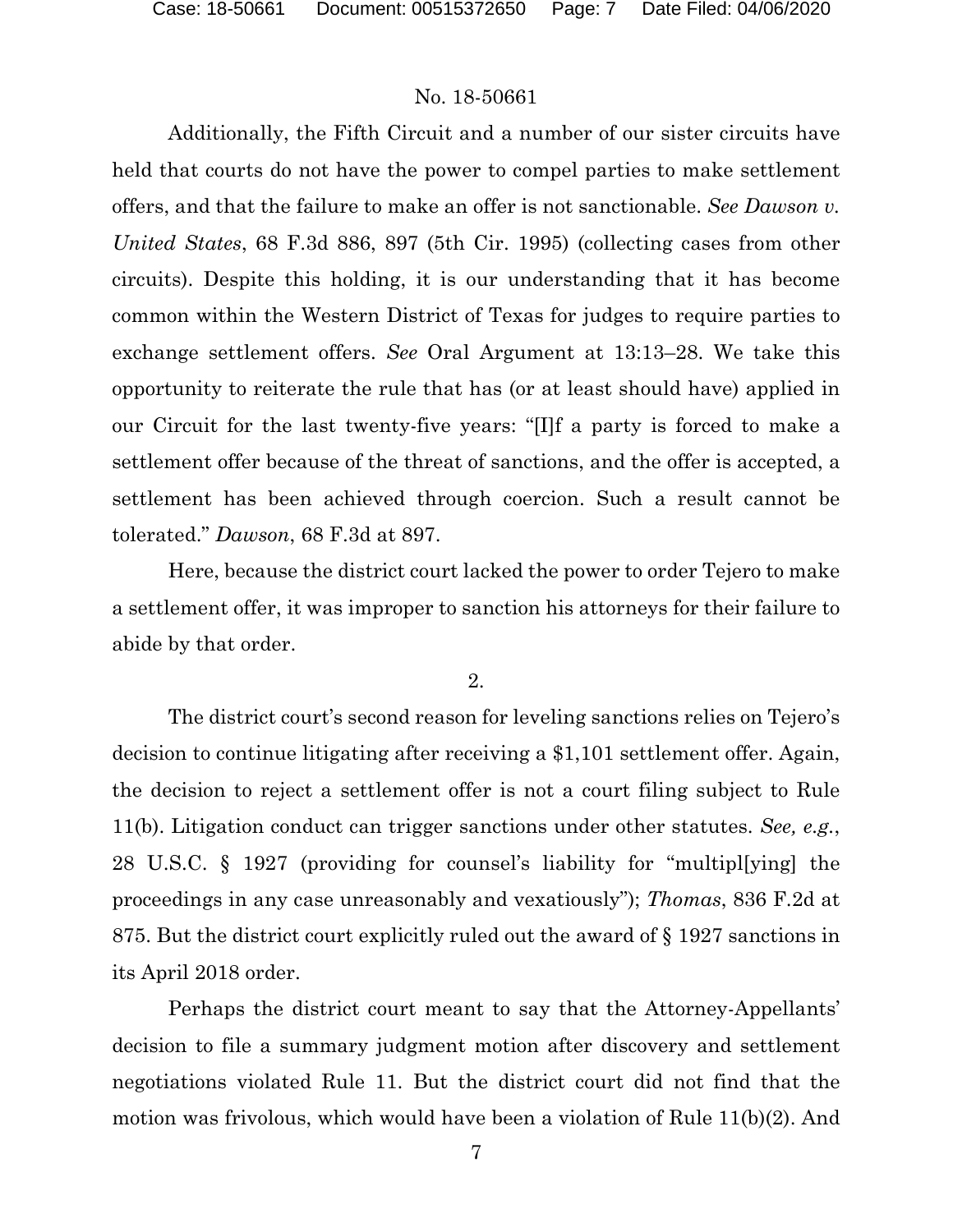Additionally, the Fifth Circuit and a number of our sister circuits have held that courts do not have the power to compel parties to make settlement offers, and that the failure to make an offer is not sanctionable. *See Dawson v. United States*, 68 F.3d 886, 897 (5th Cir. 1995) (collecting cases from other circuits). Despite this holding, it is our understanding that it has become common within the Western District of Texas for judges to require parties to exchange settlement offers. *See* Oral Argument at 13:13–28. We take this opportunity to reiterate the rule that has (or at least should have) applied in our Circuit for the last twenty-five years: "[I]f a party is forced to make a settlement offer because of the threat of sanctions, and the offer is accepted, a settlement has been achieved through coercion. Such a result cannot be tolerated." *Dawson*, 68 F.3d at 897.

Here, because the district court lacked the power to order Tejero to make a settlement offer, it was improper to sanction his attorneys for their failure to abide by that order.

2.

The district court's second reason for leveling sanctions relies on Tejero's decision to continue litigating after receiving a $1,101 settlement offer. Again, the decision to reject a settlement offer is not a court filing subject to Rule 11(b). Litigation conduct can trigger sanctions under other statutes. *See, e.g.*, 28 U.S.C. § 1927 (providing for counsel's liability for "multipl[ying] the proceedings in any case unreasonably and vexatiously"); *Thomas*, 836 F.2d at 875. But the district court explicitly ruled out the award of § 1927 sanctions in its April 2018 order.

Perhaps the district court meant to say that the Attorney-Appellants' decision to file a summary judgment motion after discovery and settlement negotiations violated Rule 11. But the district court did not find that the motion was frivolous, which would have been a violation of Rule 11(b)(2). And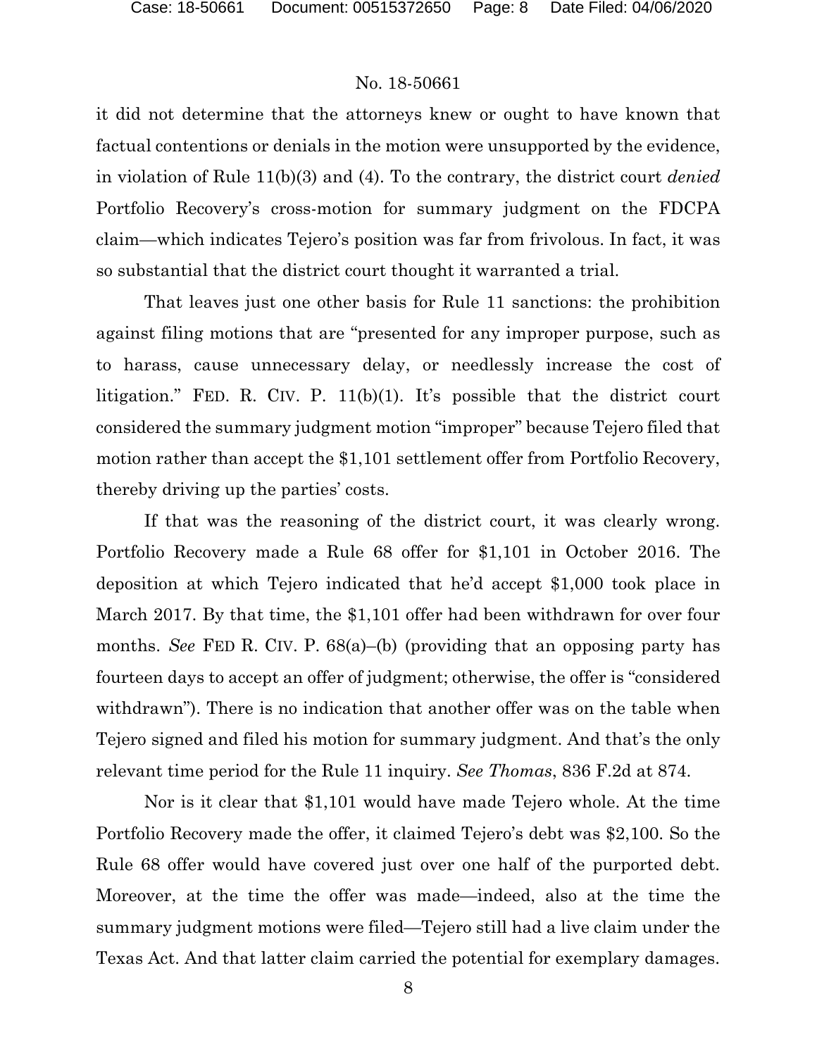it did not determine that the attorneys knew or ought to have known that factual contentions or denials in the motion were unsupported by the evidence, in violation of Rule 11(b)(3) and (4). To the contrary, the district court *denied* Portfolio Recovery's cross-motion for summary judgment on the FDCPA claim—which indicates Tejero's position was far from frivolous. In fact, it was so substantial that the district court thought it warranted a trial.

That leaves just one other basis for Rule 11 sanctions: the prohibition against filing motions that are "presented for any improper purpose, such as to harass, cause unnecessary delay, or needlessly increase the cost of litigation." FED. R. CIV. P. 11(b)(1). It's possible that the district court considered the summary judgment motion "improper" because Tejero filed that motion rather than accept the $1,101 settlement offer from Portfolio Recovery, thereby driving up the parties' costs.

If that was the reasoning of the district court, it was clearly wrong. Portfolio Recovery made a Rule 68 offer for $1,101 in October 2016. The deposition at which Tejero indicated that he'd accept $1,000 took place in March 2017. By that time, the $1,101 offer had been withdrawn for over four months. *See* FED R. CIV. P. 68(a)–(b) (providing that an opposing party has fourteen days to accept an offer of judgment; otherwise, the offer is "considered withdrawn"). There is no indication that another offer was on the table when Tejero signed and filed his motion for summary judgment. And that's the only relevant time period for the Rule 11 inquiry. *See Thomas*, 836 F.2d at 874.

Nor is it clear that $1,101 would have made Tejero whole. At the time Portfolio Recovery made the offer, it claimed Tejero's debt was $2,100. So the Rule 68 offer would have covered just over one half of the purported debt. Moreover, at the time the offer was made—indeed, also at the time the summary judgment motions were filed—Tejero still had a live claim under the Texas Act. And that latter claim carried the potential for exemplary damages.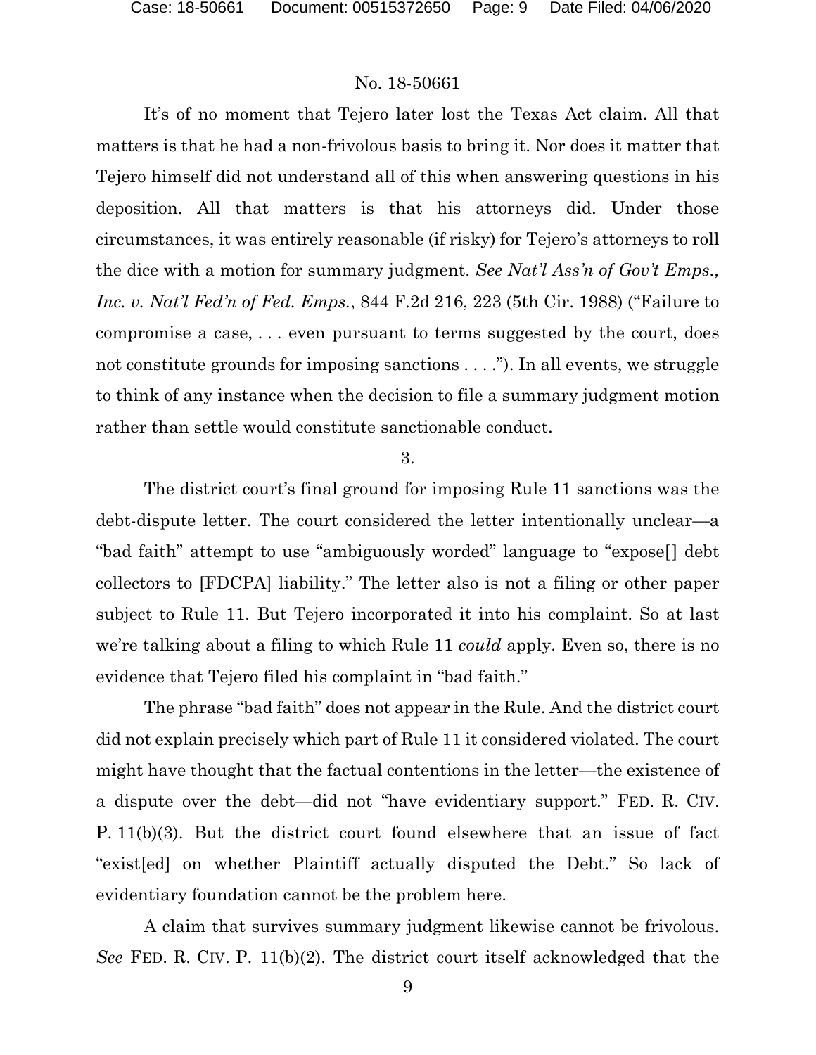It's of no moment that Tejero later lost the Texas Act claim. All that matters is that he had a non-frivolous basis to bring it. Nor does it matter that Tejero himself did not understand all of this when answering questions in his deposition. All that matters is that his attorneys did. Under those circumstances, it was entirely reasonable (if risky) for Tejero's attorneys to roll the dice with a motion for summary judgment. *See Nat'l Ass'n of Gov't Emps., Inc. v. Nat'l Fed'n of Fed. Emps.*, 844 F.2d 216, 223 (5th Cir. 1988) ("Failure to compromise a case, . . . even pursuant to terms suggested by the court, does not constitute grounds for imposing sanctions . . . ."). In all events, we struggle to think of any instance when the decision to file a summary judgment motion rather than settle would constitute sanctionable conduct.

3.

The district court's final ground for imposing Rule 11 sanctions was the debt-dispute letter. The court considered the letter intentionally unclear—a "bad faith" attempt to use "ambiguously worded" language to "expose[] debt collectors to [FDCPA] liability." The letter also is not a filing or other paper subject to Rule 11. But Tejero incorporated it into his complaint. So at last we're talking about a filing to which Rule 11 *could* apply. Even so, there is no evidence that Tejero filed his complaint in "bad faith."

The phrase "bad faith" does not appear in the Rule. And the district court did not explain precisely which part of Rule 11 it considered violated. The court might have thought that the factual contentions in the letter—the existence of a dispute over the debt—did not "have evidentiary support." FED. R. CIV. P. 11(b)(3). But the district court found elsewhere that an issue of fact "exist[ed] on whether Plaintiff actually disputed the Debt." So lack of evidentiary foundation cannot be the problem here.

A claim that survives summary judgment likewise cannot be frivolous. *See* FED. R. CIV. P. 11(b)(2). The district court itself acknowledged that the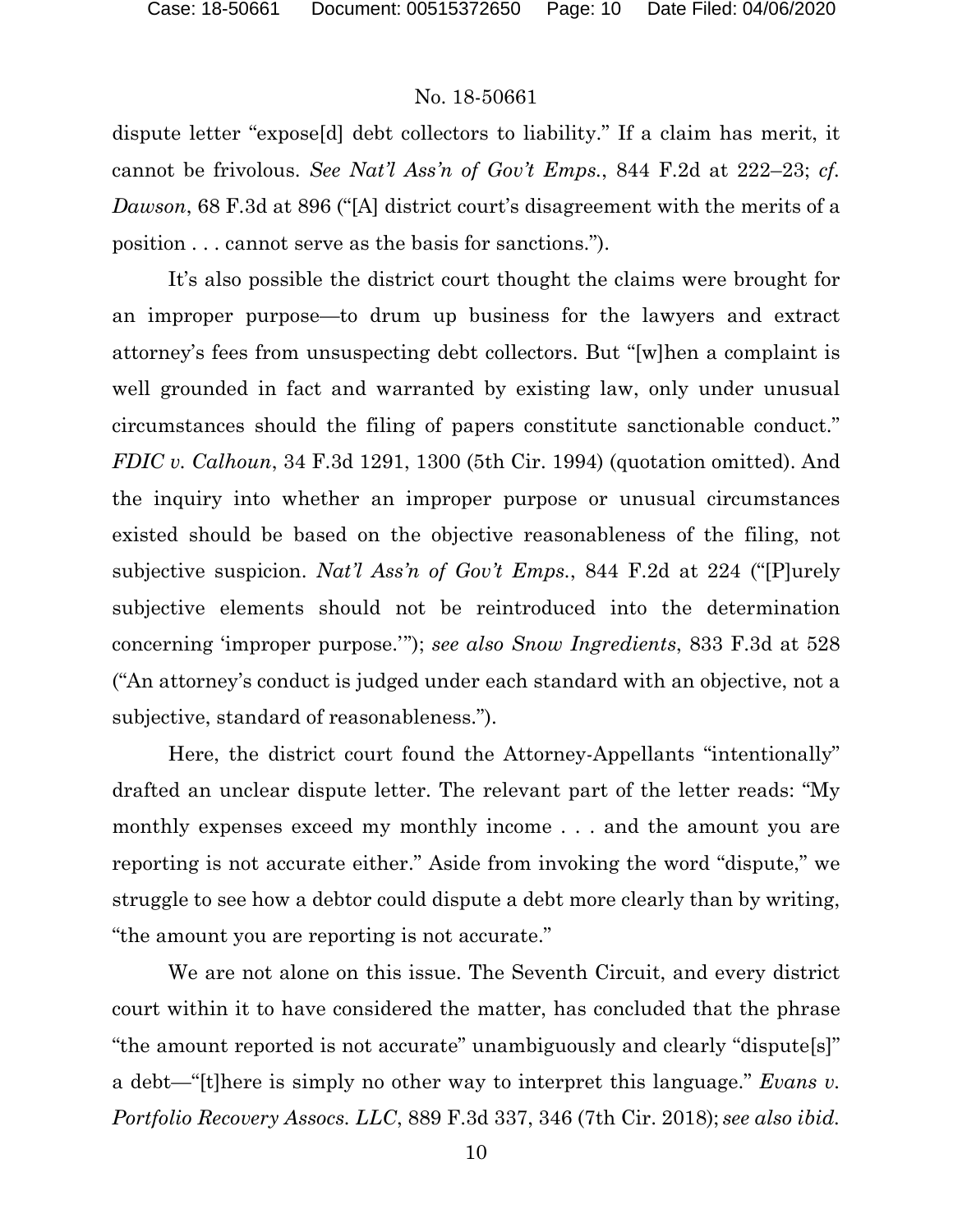dispute letter "expose[d] debt collectors to liability." If a claim has merit, it cannot be frivolous. *See Nat'l Ass'n of Gov't Emps.*, 844 F.2d at 222–23; *cf. Dawson*, 68 F.3d at 896 ("[A] district court's disagreement with the merits of a position . . . cannot serve as the basis for sanctions.").

It's also possible the district court thought the claims were brought for an improper purpose—to drum up business for the lawyers and extract attorney's fees from unsuspecting debt collectors. But "[w]hen a complaint is well grounded in fact and warranted by existing law, only under unusual circumstances should the filing of papers constitute sanctionable conduct." *FDIC v. Calhoun*, 34 F.3d 1291, 1300 (5th Cir. 1994) (quotation omitted). And the inquiry into whether an improper purpose or unusual circumstances existed should be based on the objective reasonableness of the filing, not subjective suspicion. *Nat'l Ass'n of Gov't Emps.*, 844 F.2d at 224 ("[P]urely subjective elements should not be reintroduced into the determination concerning 'improper purpose.'"); *see also Snow Ingredients*, 833 F.3d at 528 ("An attorney's conduct is judged under each standard with an objective, not a subjective, standard of reasonableness.").

Here, the district court found the Attorney-Appellants "intentionally" drafted an unclear dispute letter. The relevant part of the letter reads: "My monthly expenses exceed my monthly income . . . and the amount you are reporting is not accurate either." Aside from invoking the word "dispute," we struggle to see how a debtor could dispute a debt more clearly than by writing, "the amount you are reporting is not accurate."

We are not alone on this issue. The Seventh Circuit, and every district court within it to have considered the matter, has concluded that the phrase "the amount reported is not accurate" unambiguously and clearly "dispute[s]" a debt—"[t]here is simply no other way to interpret this language." *Evans v. Portfolio Recovery Assocs. LLC*, 889 F.3d 337, 346 (7th Cir. 2018); *see also ibid.*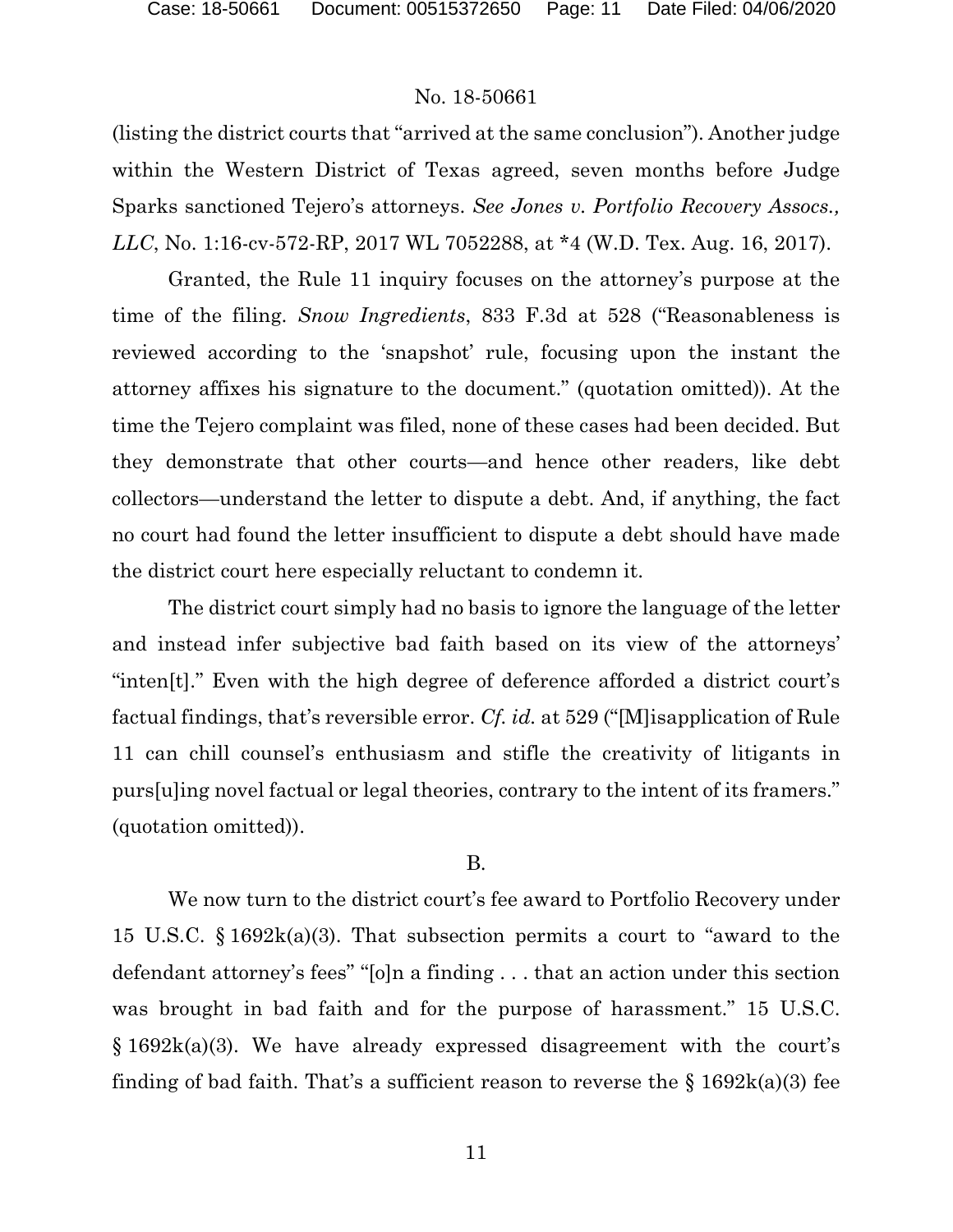(listing the district courts that "arrived at the same conclusion"). Another judge within the Western District of Texas agreed, seven months before Judge Sparks sanctioned Tejero's attorneys. *See Jones v. Portfolio Recovery Assocs., LLC*, No. 1:16-cv-572-RP, 2017 WL 7052288, at *4 (W.D. Tex. Aug. 16, 2017).

Granted, the Rule 11 inquiry focuses on the attorney's purpose at the time of the filing. *Snow Ingredients*, 833 F.3d at 528 ("Reasonableness is reviewed according to the 'snapshot' rule, focusing upon the instant the attorney affixes his signature to the document." (quotation omitted)). At the time the Tejero complaint was filed, none of these cases had been decided. But they demonstrate that other courts—and hence other readers, like debt collectors—understand the letter to dispute a debt. And, if anything, the fact no court had found the letter insufficient to dispute a debt should have made the district court here especially reluctant to condemn it.

The district court simply had no basis to ignore the language of the letter and instead infer subjective bad faith based on its view of the attorneys' "inten[t]." Even with the high degree of deference afforded a district court's factual findings, that's reversible error. *Cf. id.* at 529 ("[M]isapplication of Rule 11 can chill counsel's enthusiasm and stifle the creativity of litigants in purs[u]ing novel factual or legal theories, contrary to the intent of its framers." (quotation omitted)).

## B.

We now turn to the district court's fee award to Portfolio Recovery under 15 U.S.C. § 1692k(a)(3). That subsection permits a court to "award to the defendant attorney's fees" "[o]n a finding . . . that an action under this section was brought in bad faith and for the purpose of harassment." 15 U.S.C. § 1692k(a)(3). We have already expressed disagreement with the court's finding of bad faith. That's a sufficient reason to reverse the § 1692k(a)(3) fee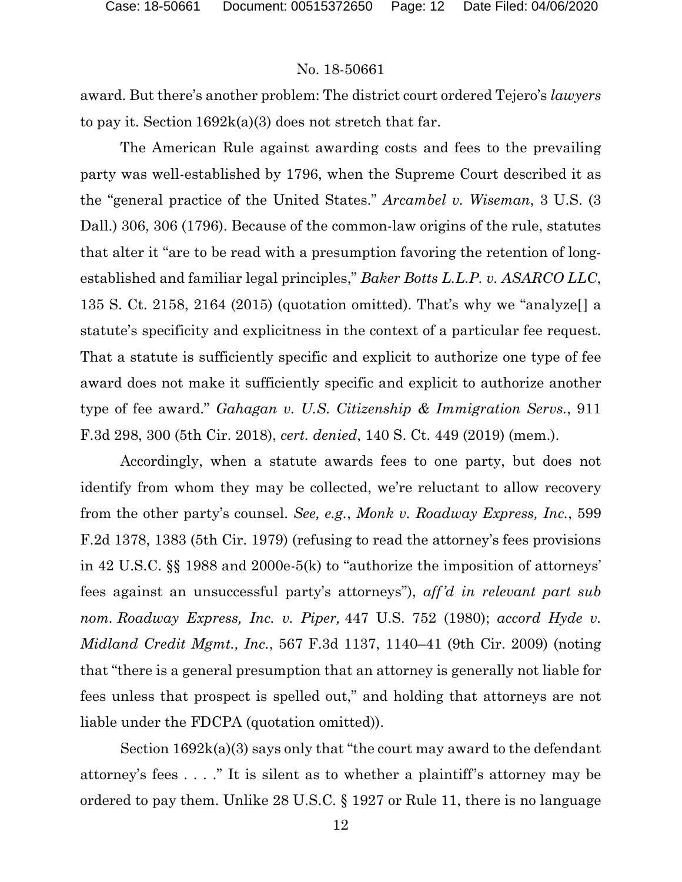award. But there's another problem: The district court ordered Tejero's *lawyers* to pay it. Section 1692k(a)(3) does not stretch that far.

The American Rule against awarding costs and fees to the prevailing party was well-established by 1796, when the Supreme Court described it as the "general practice of the United States." *Arcambel v. Wiseman*, 3 U.S. (3 Dall.) 306, 306 (1796). Because of the common-law origins of the rule, statutes that alter it "are to be read with a presumption favoring the retention of long-established and familiar legal principles," *Baker Botts L.L.P. v. ASARCO LLC*, 135 S. Ct. 2158, 2164 (2015) (quotation omitted). That's why we "analyze[] a statute's specificity and explicitness in the context of a particular fee request. That a statute is sufficiently specific and explicit to authorize one type of fee award does not make it sufficiently specific and explicit to authorize another type of fee award." *Gahagan v. U.S. Citizenship & Immigration Servs.*, 911 F.3d 298, 300 (5th Cir. 2018), *cert. denied*, 140 S. Ct. 449 (2019) (mem.).

Accordingly, when a statute awards fees to one party, but does not identify from whom they may be collected, we're reluctant to allow recovery from the other party's counsel. *See, e.g.*, *Monk v. Roadway Express, Inc.*, 599 F.2d 1378, 1383 (5th Cir. 1979) (refusing to read the attorney's fees provisions in 42 U.S.C. §§ 1988 and 2000e-5(k) to "authorize the imposition of attorneys' fees against an unsuccessful party's attorneys"), *aff'd in relevant part sub nom. Roadway Express, Inc. v. Piper,* 447 U.S. 752 (1980); *accord Hyde v. Midland Credit Mgmt., Inc.*, 567 F.3d 1137, 1140–41 (9th Cir. 2009) (noting that "there is a general presumption that an attorney is generally not liable for fees unless that prospect is spelled out," and holding that attorneys are not liable under the FDCPA (quotation omitted)).

Section 1692k(a)(3) says only that "the court may award to the defendant attorney's fees . . . ." It is silent as to whether a plaintiff's attorney may be ordered to pay them. Unlike 28 U.S.C. § 1927 or Rule 11, there is no language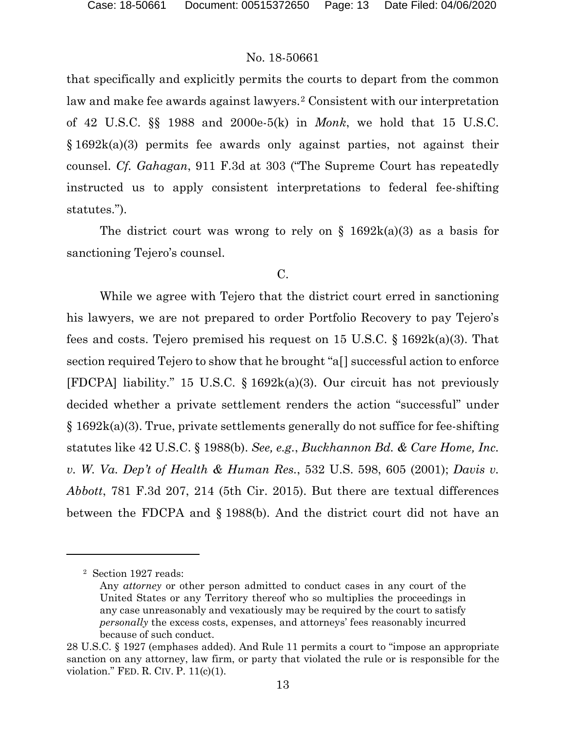that specifically and explicitly permits the courts to depart from the common law and make fee awards against lawyers.[2] Consistent with our interpretation of 42 U.S.C. §§ 1988 and 2000e-5(k) in *Monk*, we hold that 15 U.S.C. § 1692k(a)(3) permits fee awards only against parties, not against their counsel. *Cf. Gahagan*, 911 F.3d at 303 ("The Supreme Court has repeatedly instructed us to apply consistent interpretations to federal fee-shifting statutes.").

The district court was wrong to rely on § 1692k(a)(3) as a basis for sanctioning Tejero's counsel.

C.

While we agree with Tejero that the district court erred in sanctioning his lawyers, we are not prepared to order Portfolio Recovery to pay Tejero's fees and costs. Tejero premised his request on 15 U.S.C. § 1692k(a)(3). That section required Tejero to show that he brought "a[] successful action to enforce [FDCPA] liability." 15 U.S.C. § 1692k(a)(3). Our circuit has not previously decided whether a private settlement renders the action "successful" under § 1692k(a)(3). True, private settlements generally do not suffice for fee-shifting statutes like 42 U.S.C. § 1988(b). *See, e.g.*, *Buckhannon Bd. & Care Home, Inc. v. W. Va. Dep't of Health & Human Res.*, 532 U.S. 598, 605 (2001); *Davis v. Abbott*, 781 F.3d 207, 214 (5th Cir. 2015). But there are textual differences between the FDCPA and § 1988(b). And the district court did not have an

---

[2] Section 1927 reads:

> Any *attorney* or other person admitted to conduct cases in any court of the United States or any Territory thereof who so multiplies the proceedings in any case unreasonably and vexatiously may be required by the court to satisfy *personally* the excess costs, expenses, and attorneys' fees reasonably incurred because of such conduct.

28 U.S.C. § 1927 (emphases added). And Rule 11 permits a court to "impose an appropriate sanction on any attorney, law firm, or party that violated the rule or is responsible for the violation." FED. R. CIV. P. 11(c)(1).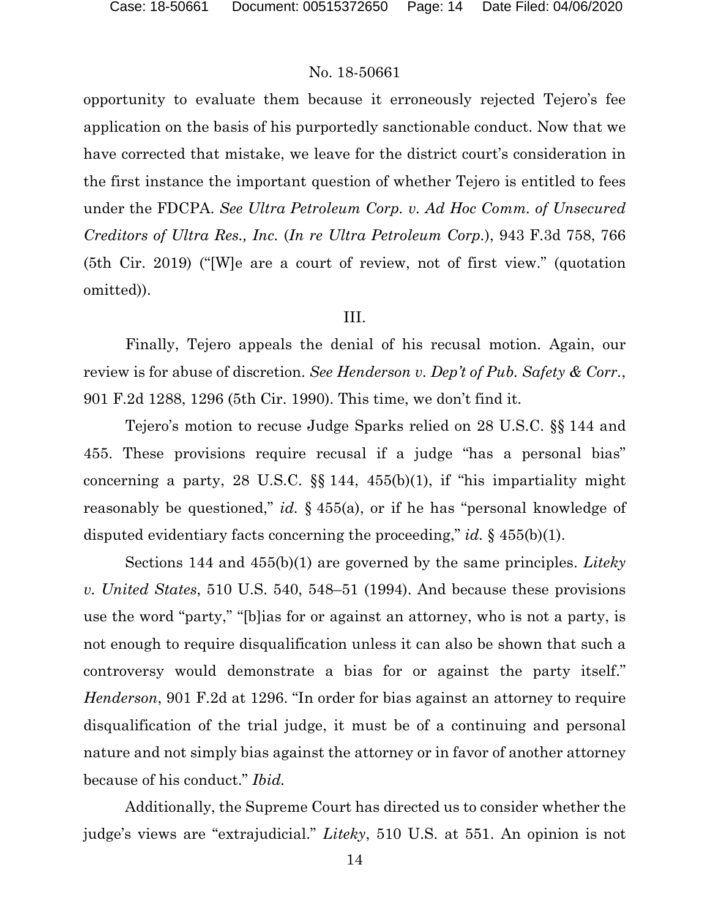opportunity to evaluate them because it erroneously rejected Tejero's fee application on the basis of his purportedly sanctionable conduct. Now that we have corrected that mistake, we leave for the district court's consideration in the first instance the important question of whether Tejero is entitled to fees under the FDCPA. *See Ultra Petroleum Corp. v. Ad Hoc Comm. of Unsecured Creditors of Ultra Res., Inc.* (*In re Ultra Petroleum Corp.*), 943 F.3d 758, 766 (5th Cir. 2019) ("[W]e are a court of review, not of first view." (quotation omitted)).

## III.

Finally, Tejero appeals the denial of his recusal motion. Again, our review is for abuse of discretion. *See Henderson v. Dep't of Pub. Safety & Corr.*, 901 F.2d 1288, 1296 (5th Cir. 1990). This time, we don't find it.

Tejero's motion to recuse Judge Sparks relied on 28 U.S.C. §§ 144 and 455. These provisions require recusal if a judge "has a personal bias" concerning a party, 28 U.S.C. §§ 144, 455(b)(1), if "his impartiality might reasonably be questioned," *id.* § 455(a), or if he has "personal knowledge of disputed evidentiary facts concerning the proceeding," *id.* § 455(b)(1).

Sections 144 and 455(b)(1) are governed by the same principles. *Liteky v. United States*, 510 U.S. 540, 548–51 (1994). And because these provisions use the word "party," "[b]ias for or against an attorney, who is not a party, is not enough to require disqualification unless it can also be shown that such a controversy would demonstrate a bias for or against the party itself." *Henderson*, 901 F.2d at 1296. "In order for bias against an attorney to require disqualification of the trial judge, it must be of a continuing and personal nature and not simply bias against the attorney or in favor of another attorney because of his conduct." *Ibid.*

Additionally, the Supreme Court has directed us to consider whether the judge's views are "extrajudicial." *Liteky*, 510 U.S. at 551. An opinion is not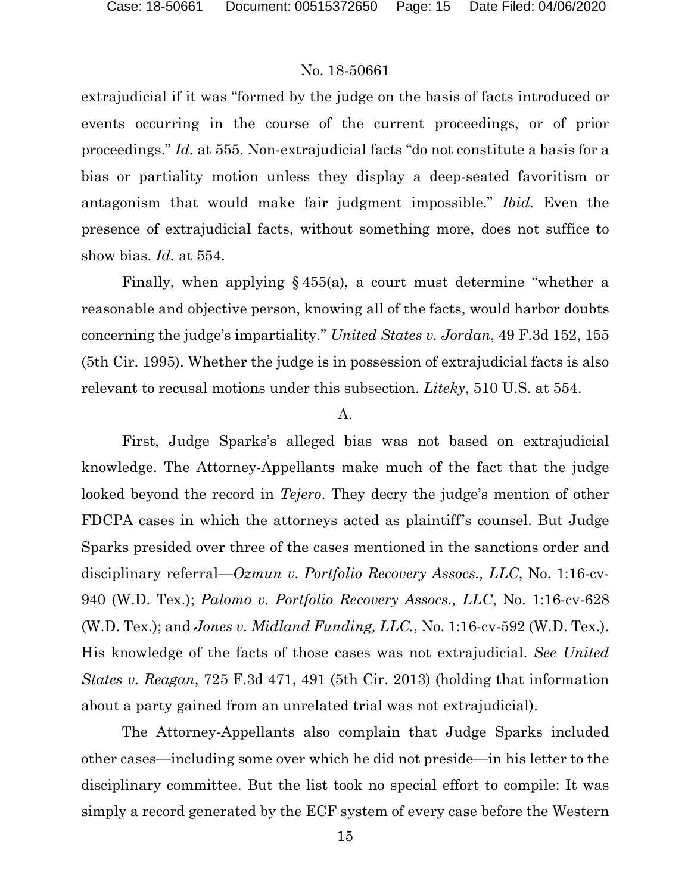extrajudicial if it was "formed by the judge on the basis of facts introduced or events occurring in the course of the current proceedings, or of prior proceedings." *Id.* at 555. Non-extrajudicial facts "do not constitute a basis for a bias or partiality motion unless they display a deep-seated favoritism or antagonism that would make fair judgment impossible." *Ibid.* Even the presence of extrajudicial facts, without something more, does not suffice to show bias. *Id.* at 554.

Finally, when applying § 455(a), a court must determine "whether a reasonable and objective person, knowing all of the facts, would harbor doubts concerning the judge's impartiality." *United States v. Jordan*, 49 F.3d 152, 155 (5th Cir. 1995). Whether the judge is in possession of extrajudicial facts is also relevant to recusal motions under this subsection. *Liteky*, 510 U.S. at 554.

A.

First, Judge Sparks's alleged bias was not based on extrajudicial knowledge. The Attorney-Appellants make much of the fact that the judge looked beyond the record in *Tejero*. They decry the judge's mention of other FDCPA cases in which the attorneys acted as plaintiff's counsel. But Judge Sparks presided over three of the cases mentioned in the sanctions order and disciplinary referral—*Ozmun v. Portfolio Recovery Assocs., LLC*, No. 1:16-cv-940 (W.D. Tex.); *Palomo v. Portfolio Recovery Assocs., LLC*, No. 1:16-cv-628 (W.D. Tex.); and *Jones v. Midland Funding, LLC.*, No. 1:16-cv-592 (W.D. Tex.). His knowledge of the facts of those cases was not extrajudicial. *See United States v. Reagan*, 725 F.3d 471, 491 (5th Cir. 2013) (holding that information about a party gained from an unrelated trial was not extrajudicial).

The Attorney-Appellants also complain that Judge Sparks included other cases—including some over which he did not preside—in his letter to the disciplinary committee. But the list took no special effort to compile: It was simply a record generated by the ECF system of every case before the Western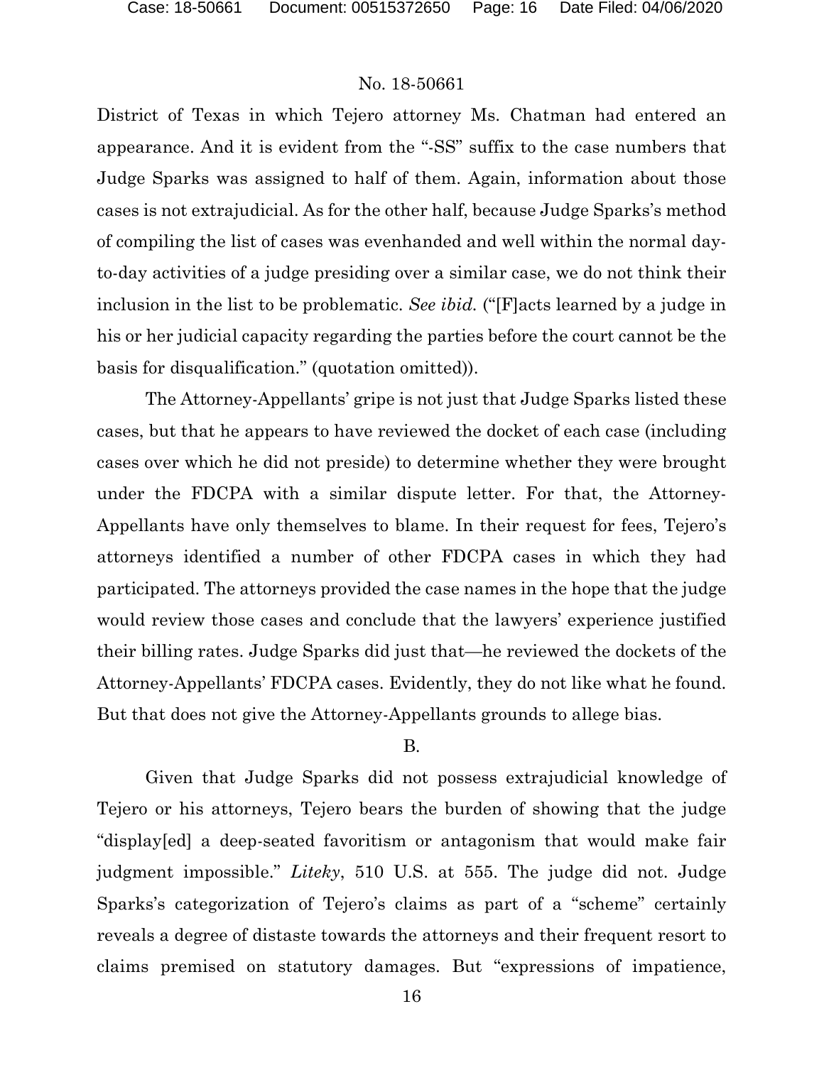District of Texas in which Tejero attorney Ms. Chatman had entered an appearance. And it is evident from the "-SS" suffix to the case numbers that Judge Sparks was assigned to half of them. Again, information about those cases is not extrajudicial. As for the other half, because Judge Sparks's method of compiling the list of cases was evenhanded and well within the normal day-to-day activities of a judge presiding over a similar case, we do not think their inclusion in the list to be problematic. *See ibid.* ("[F]acts learned by a judge in his or her judicial capacity regarding the parties before the court cannot be the basis for disqualification." (quotation omitted)).

The Attorney-Appellants' gripe is not just that Judge Sparks listed these cases, but that he appears to have reviewed the docket of each case (including cases over which he did not preside) to determine whether they were brought under the FDCPA with a similar dispute letter. For that, the Attorney-Appellants have only themselves to blame. In their request for fees, Tejero's attorneys identified a number of other FDCPA cases in which they had participated. The attorneys provided the case names in the hope that the judge would review those cases and conclude that the lawyers' experience justified their billing rates. Judge Sparks did just that—he reviewed the dockets of the Attorney-Appellants' FDCPA cases. Evidently, they do not like what he found. But that does not give the Attorney-Appellants grounds to allege bias.

B.

Given that Judge Sparks did not possess extrajudicial knowledge of Tejero or his attorneys, Tejero bears the burden of showing that the judge "display[ed] a deep-seated favoritism or antagonism that would make fair judgment impossible." *Liteky*, 510 U.S. at 555. The judge did not. Judge Sparks's categorization of Tejero's claims as part of a "scheme" certainly reveals a degree of distaste towards the attorneys and their frequent resort to claims premised on statutory damages. But "expressions of impatience,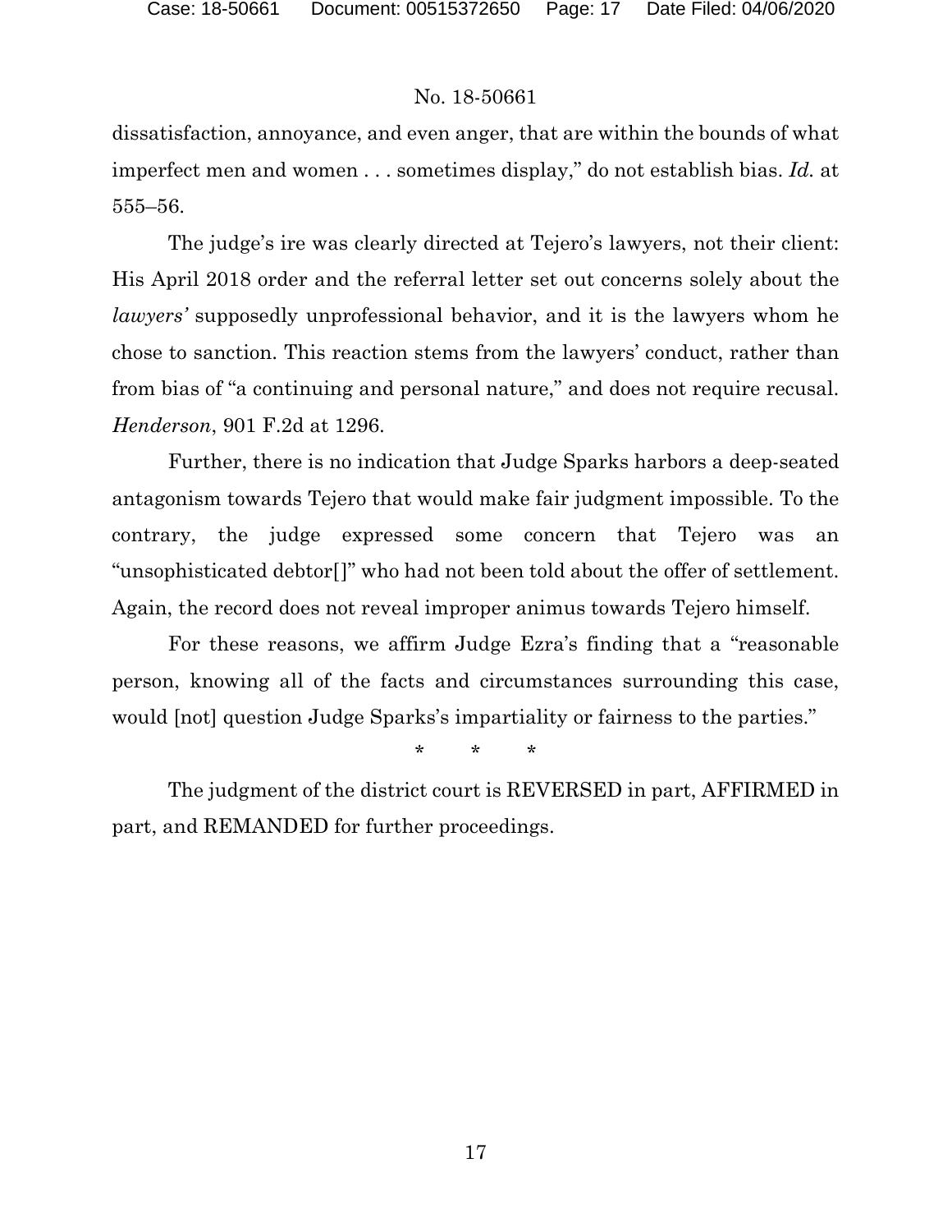dissatisfaction, annoyance, and even anger, that are within the bounds of what imperfect men and women . . . sometimes display," do not establish bias. *Id.* at 555–56.

The judge's ire was clearly directed at Tejero's lawyers, not their client: His April 2018 order and the referral letter set out concerns solely about the *lawyers'* supposedly unprofessional behavior, and it is the lawyers whom he chose to sanction. This reaction stems from the lawyers' conduct, rather than from bias of "a continuing and personal nature," and does not require recusal. *Henderson*, 901 F.2d at 1296.

Further, there is no indication that Judge Sparks harbors a deep-seated antagonism towards Tejero that would make fair judgment impossible. To the contrary, the judge expressed some concern that Tejero was an "unsophisticated debtor[]" who had not been told about the offer of settlement. Again, the record does not reveal improper animus towards Tejero himself.

For these reasons, we affirm Judge Ezra's finding that a "reasonable person, knowing all of the facts and circumstances surrounding this case, would [not] question Judge Sparks's impartiality or fairness to the parties."

\* \* \*

The judgment of the district court is REVERSED in part, AFFIRMED in part, and REMANDED for further proceedings.